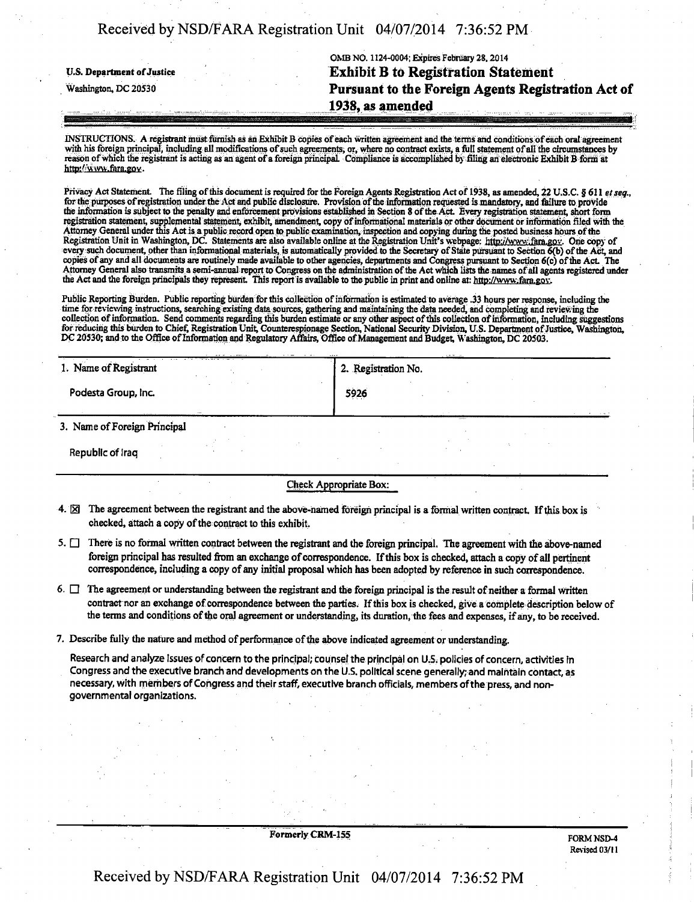U.S. Department of Justice
Washington, DC 20530

OMB NO. 1124-0004; Expires February 28, 2014

# Exhibit B to Registration Statement Pursuant to the Foreign Agents Registration Act of 1938, as amended

INSTRUCTIONS. A registrant must furnish as an Exhibit B copies of each written agreement and the terms and conditions of each oral agreement with his foreign principal, including all modifications of such agreements, or, where no contract exists, a full statement of all the circumstances by reason of which the registrant is acting as an agent of a foreign principal. Compliance is accomplished by filing an electronic Exhibit B form at http://www.fara.gov.

Privacy Act Statement. The filing of this document is required for the Foreign Agents Registration Act of 1938, as amended, 22 U.S.C. § 611 *et seq.*, for the purposes of registration under the Act and public disclosure. Provision of the information requested is mandatory, and failure to provide the information is subject to the penalty and enforcement provisions established in Section 8 of the Act. Every registration statement, short form registration statement, supplemental statement, exhibit, amendment, copy of informational materials or other document or information filed with the Attorney General under this Act is a public record open to public examination, inspection and copying during the posted business hours of the Registration Unit in Washington, DC. Statements are also available online at the Registration Unit's webpage: http://www.fara.gov. One copy of every such document, other than informational materials, is automatically provided to the Secretary of State pursuant to Section 6(b) of the Act, and copies of any and all documents are routinely made available to other agencies, departments and Congress pursuant to Section 6(c) of the Act. The Attorney General also transmits a semi-annual report to Congress on the administration of the Act which lists the names of all agents registered under the Act and the foreign principals they represent. This report is available to the public in print and online at: http://www.fara.gov.

Public Reporting Burden. Public reporting burden for this collection of information is estimated to average .33 hours per response, including the time for reviewing instructions, searching existing data sources, gathering and maintaining the data needed, and completing and reviewing the collection of information. Send comments regarding this burden estimate or any other aspect of this collection of information, including suggestions for reducing this burden to Chief, Registration Unit, Counterespionage Section, National Security Division, U.S. Department of Justice, Washington, DC 20530; and to the Office of Information and Regulatory Affairs, Office of Management and Budget, Washington, DC 20503.

| 1. Name of Registrant | 2. Registration No. |
| --- | --- |
| Podesta Group, Inc. | 5926 |

3. Name of Foreign Principal

Republic of Iraq

Check Appropriate Box:

4. ☒ The agreement between the registrant and the above-named foreign principal is a formal written contract. If this box is checked, attach a copy of the contract to this exhibit.

5. ☐ There is no formal written contract between the registrant and the foreign principal. The agreement with the above-named foreign principal has resulted from an exchange of correspondence. If this box is checked, attach a copy of all pertinent correspondence, including a copy of any initial proposal which has been adopted by reference in such correspondence.

6. ☐ The agreement or understanding between the registrant and the foreign principal is the result of neither a formal written contract nor an exchange of correspondence between the parties. If this box is checked, give a complete description below of the terms and conditions of the oral agreement or understanding, its duration, the fees and expenses, if any, to be received.

7. Describe fully the nature and method of performance of the above indicated agreement or understanding.

Research and analyze issues of concern to the principal; counsel the principal on U.S. policies of concern, activities in Congress and the executive branch and developments on the U.S. political scene generally; and maintain contact, as necessary, with members of Congress and their staff, executive branch officials, members of the press, and non-governmental organizations.

Formerly CRM-155

FORM NSD-4
Revised 03/11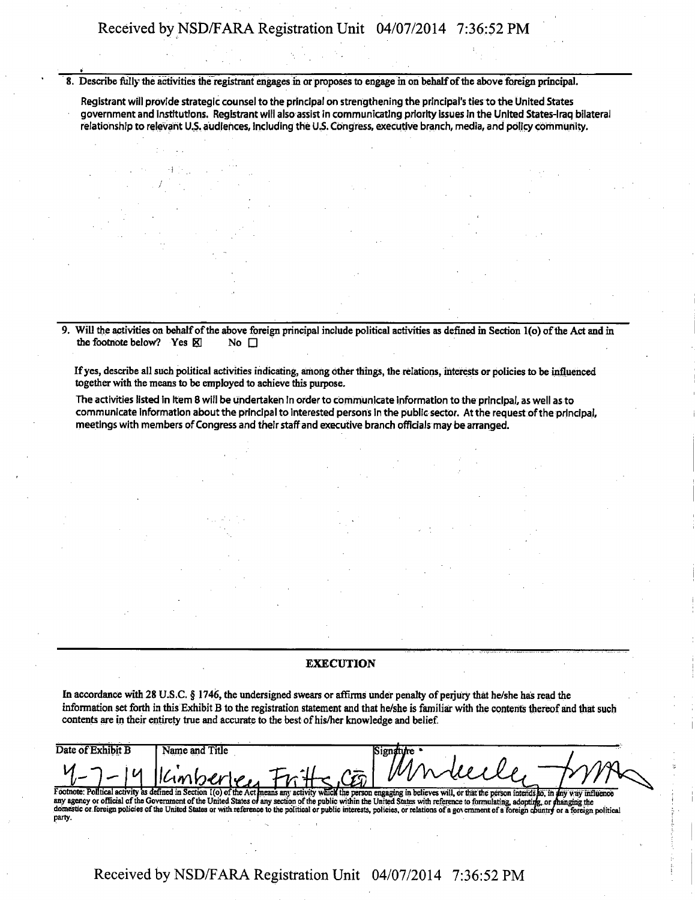8. Describe fully the activities the registrant engages in or proposes to engage in on behalf of the above foreign principal.

Registrant will provide strategic counsel to the principal on strengthening the principal's ties to the United States government and institutions. Registrant will also assist in communicating priority issues in the United States-Iraq bilateral relationship to relevant U.S. audiences, including the U.S. Congress, executive branch, media, and policy community.

9. Will the activities on behalf of the above foreign principal include political activities as defined in Section 1(o) of the Act and in the footnote below? Yes ☒ No ☐

If yes, describe all such political activities indicating, among other things, the relations, interests or policies to be influenced together with the means to be employed to achieve this purpose.

The activities listed in Item 8 will be undertaken in order to communicate information to the principal, as well as to communicate information about the principal to interested persons in the public sector. At the request of the principal, meetings with members of Congress and their staff and executive branch officials may be arranged.

## EXECUTION

In accordance with 28 U.S.C. § 1746, the undersigned swears or affirms under penalty of perjury that he/she has read the information set forth in this Exhibit B to the registration statement and that he/she is familiar with the contents thereof and that such contents are in their entirety true and accurate to the best of his/her knowledge and belief.

| Date of Exhibit B | Name and Title | Signature |
|---|---|---|
| 4-7-14 | Kimberley Fritts, CEO | Kimberley Fritts |

Footnote: Political activity as defined in Section 1(o) of the Act means any activity which the person engaging in believes will, or that the person intends to, in any way influence any agency or official of the Government of the United States or any section of the public within the United States with reference to formulating, adopting, or changing the domestic or foreign policies of the United States or with reference to the political or public interests, policies, or relations of a government of a foreign country or a foreign political party.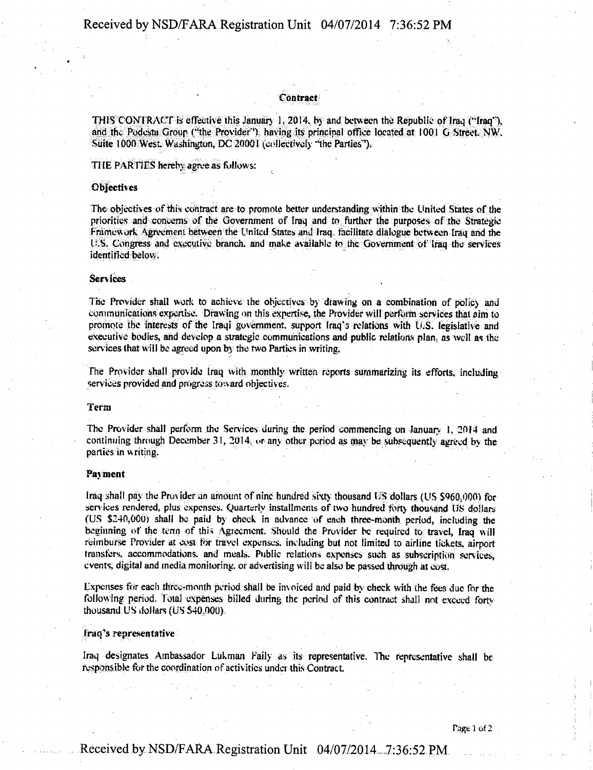**Contract**

THIS CONTRACT is effective this January 1, 2014, by and between the Republic of Iraq ("Iraq"), and the Podesta Group ("the Provider"), having its principal office located at 1001 G Street, NW, Suite 1000 West, Washington, DC 20001 (collectively "the Parties").

THE PARTIES hereby agree as follows:

**Objectives**

The objectives of this contract are to promote better understanding within the United States of the priorities and concerns of the Government of Iraq and to further the purposes of the Strategic Framework Agreement between the United States and Iraq, facilitate dialogue between Iraq and the U.S. Congress and executive branch, and make available to the Government of Iraq the services identified below.

**Services**

The Provider shall work to achieve the objectives by drawing on a combination of policy and communications expertise. Drawing on this expertise, the Provider will perform services that aim to promote the interests of the Iraqi government, support Iraq's relations with U.S. legislative and executive bodies, and develop a strategic communications and public relations plan, as well as the services that will be agreed upon by the two Parties in writing.

The Provider shall provide Iraq with monthly written reports summarizing its efforts, including services provided and progress toward objectives.

**Term**

The Provider shall perform the Services during the period commencing on January 1, 2014 and continuing through December 31, 2014, or any other period as may be subsequently agreed by the parties in writing.

**Payment**

Iraq shall pay the Provider an amount of nine hundred sixty thousand US dollars (US $960,000) for services rendered, plus expenses. Quarterly installments of two hundred forty thousand US dollars (US $240,000) shall be paid by check in advance of each three-month period, including the beginning of the term of this Agreement. Should the Provider be required to travel, Iraq will reimburse Provider at cost for travel expenses, including but not limited to airline tickets, airport transfers, accommodations, and meals. Public relations expenses such as subscription services, events, digital and media monitoring, or advertising will be also be passed through at cost.

Expenses for each three-month period shall be invoiced and paid by check with the fees due for the following period. Total expenses billed during the period of this contract shall not exceed forty thousand US dollars (US $40,000).

**Iraq's representative**

Iraq designates Ambassador Lukman Faily as its representative. The representative shall be responsible for the coordination of activities under this Contract.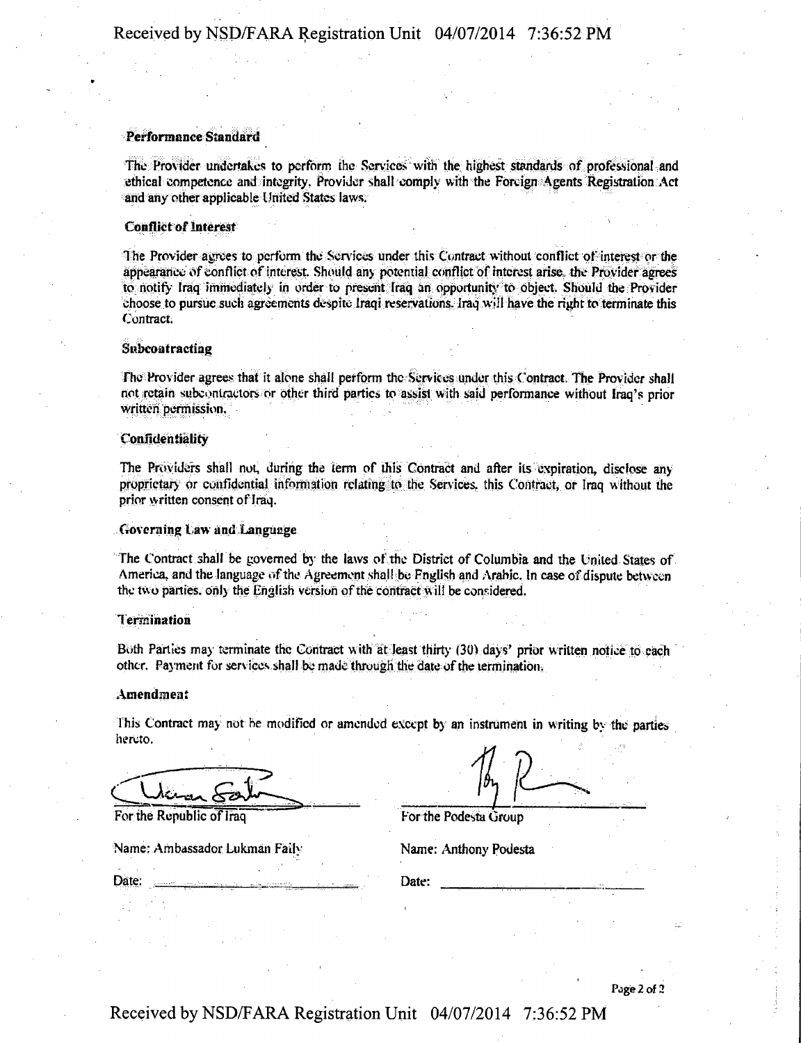### Performance Standard

The Provider undertakes to perform the Services with the highest standards of professional and ethical competence and integrity. Provider shall comply with the Foreign Agents Registration Act and any other applicable United States laws.

### Conflict of Interest

The Provider agrees to perform the Services under this Contract without conflict of interest or the appearance of conflict of interest. Should any potential conflict of interest arise, the Provider agrees to notify Iraq immediately in order to present Iraq an opportunity to object. Should the Provider choose to pursue such agreements despite Iraqi reservations. Iraq will have the right to terminate this Contract.

### Subcontracting

The Provider agrees that it alone shall perform the Services under this Contract. The Provider shall not retain subcontractors or other third parties to assist with said performance without Iraq's prior written permission.

### Confidentiality

The Providers shall not, during the term of this Contract and after its expiration, disclose any proprietary or confidential information relating to the Services, this Contract, or Iraq without the prior written consent of Iraq.

### Governing Law and Language

The Contract shall be governed by the laws of the District of Columbia and the United States of America, and the language of the Agreement shall be English and Arabic. In case of dispute between the two parties, only the English version of the contract will be considered.

### Termination

Both Parties may terminate the Contract with at least thirty (30) days' prior written notice to each other. Payment for services shall be made through the date of the termination.

### Amendment

This Contract may not be modified or amended except by an instrument in writing by the parties hereto.

For the Republic of Iraq

Name: Ambassador Lukman Faily

Date: ______________________

For the Podesta Group

Name: Anthony Podesta

Date: ______________________